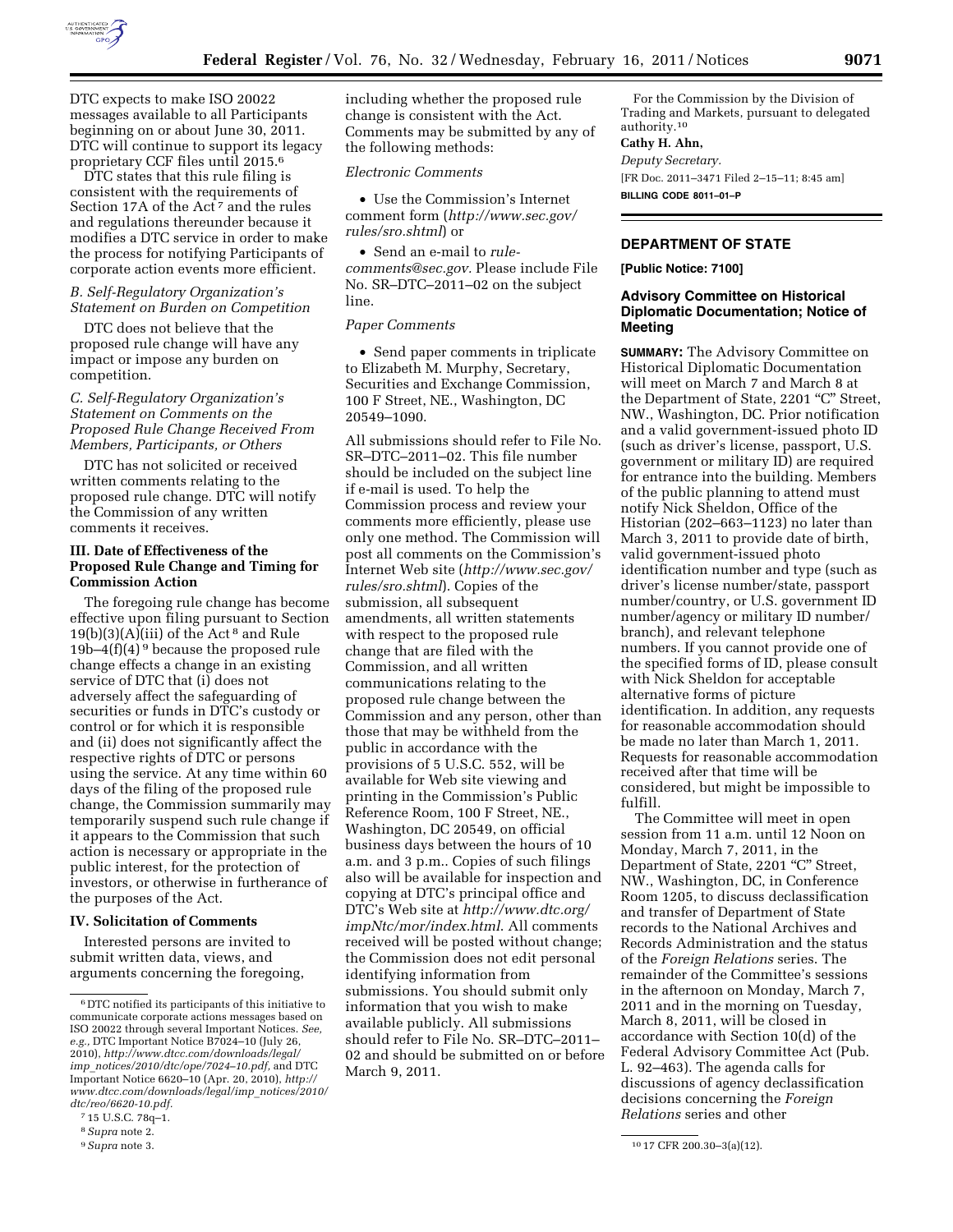DTC expects to make ISO 20022 messages available to all Participants beginning on or about June 30, 2011. DTC will continue to support its legacy proprietary CCF files until 2015.[6]

DTC states that this rule filing is consistent with the requirements of Section 17A of the Act[7] and the rules and regulations thereunder because it modifies a DTC service in order to make the process for notifying Participants of corporate action events more efficient.

### *B. Self-Regulatory Organization's Statement on Burden on Competition*

DTC does not believe that the proposed rule change will have any impact or impose any burden on competition.

### *C. Self-Regulatory Organization's Statement on Comments on the Proposed Rule Change Received From Members, Participants, or Others*

DTC has not solicited or received written comments relating to the proposed rule change. DTC will notify the Commission of any written comments it receives.

## III. Date of Effectiveness of the Proposed Rule Change and Timing for Commission Action

The foregoing rule change has become effective upon filing pursuant to Section 19(b)(3)(A)(iii) of the Act[8] and Rule 19b–4(f)(4)[9] because the proposed rule change effects a change in an existing service of DTC that (i) does not adversely affect the safeguarding of securities or funds in DTC's custody or control or for which it is responsible and (ii) does not significantly affect the respective rights of DTC or persons using the service. At any time within 60 days of the filing of the proposed rule change, the Commission summarily may temporarily suspend such rule change if it appears to the Commission that such action is necessary or appropriate in the public interest, for the protection of investors, or otherwise in furtherance of the purposes of the Act.

## IV. Solicitation of Comments

Interested persons are invited to submit written data, views, and arguments concerning the foregoing, including whether the proposed rule change is consistent with the Act. Comments may be submitted by any of the following methods:

*Electronic Comments*

- Use the Commission's Internet comment form (*http://www.sec.gov/rules/sro.shtml*) or
- Send an e-mail to *rule-comments@sec.gov.* Please include File No. SR–DTC–2011–02 on the subject line.

*Paper Comments*

- Send paper comments in triplicate to Elizabeth M. Murphy, Secretary, Securities and Exchange Commission, 100 F Street, NE., Washington, DC 20549–1090.

All submissions should refer to File No. SR–DTC–2011–02. This file number should be included on the subject line if e-mail is used. To help the Commission process and review your comments more efficiently, please use only one method. The Commission will post all comments on the Commission's Internet Web site (*http://www.sec.gov/rules/sro.shtml*). Copies of the submission, all subsequent amendments, all written statements with respect to the proposed rule change that are filed with the Commission, and all written communications relating to the proposed rule change between the Commission and any person, other than those that may be withheld from the public in accordance with the provisions of 5 U.S.C. 552, will be available for Web site viewing and printing in the Commission's Public Reference Room, 100 F Street, NE., Washington, DC 20549, on official business days between the hours of 10 a.m. and 3 p.m.. Copies of such filings also will be available for inspection and copying at DTC's principal office and DTC's Web site at *http://www.dtc.org/impNtc/mor/index.html*. All comments received will be posted without change; the Commission does not edit personal identifying information from submissions. You should submit only information that you wish to make available publicly. All submissions should refer to File No. SR–DTC–2011–02 and should be submitted on or before March 9, 2011.

For the Commission by the Division of Trading and Markets, pursuant to delegated authority.[10]

**Cathy H. Ahn,**

*Deputy Secretary.*

[FR Doc. 2011–3471 Filed 2–15–11; 8:45 am]

**BILLING CODE 8011–01–P**

[6] DTC notified its participants of this initiative to communicate corporate actions messages based on ISO 20022 through several Important Notices. *See, e.g.,* DTC Important Notice B7024–10 (July 26, 2010), *http://www.dtcc.com/downloads/legal/imp_notices/2010/dtc/ope/7024–10.pdf*, and DTC Important Notice 6620–10 (Apr. 20, 2010), *http://www.dtcc.com/downloads/legal/imp_notices/2010/dtc/reo/6620-10.pdf.*

[7] 15 U.S.C. 78q–1.

[8] *Supra* note 2.

[9] *Supra* note 3.

[10] 17 CFR 200.30–3(a)(12).

## DEPARTMENT OF STATE

**[Public Notice: 7100]**

### Advisory Committee on Historical Diplomatic Documentation; Notice of Meeting

**SUMMARY:** The Advisory Committee on Historical Diplomatic Documentation will meet on March 7 and March 8 at the Department of State, 2201 "C" Street, NW., Washington, DC. Prior notification and a valid government-issued photo ID (such as driver's license, passport, U.S. government or military ID) are required for entrance into the building. Members of the public planning to attend must notify Nick Sheldon, Office of the Historian (202–663–1123) no later than March 3, 2011 to provide date of birth, valid government-issued photo identification number and type (such as driver's license number/state, passport number/country, or U.S. government ID number/agency or military ID number/branch), and relevant telephone numbers. If you cannot provide one of the specified forms of ID, please consult with Nick Sheldon for acceptable alternative forms of picture identification. In addition, any requests for reasonable accommodation should be made no later than March 1, 2011. Requests for reasonable accommodation received after that time will be considered, but might be impossible to fulfill.

The Committee will meet in open session from 11 a.m. until 12 Noon on Monday, March 7, 2011, in the Department of State, 2201 "C" Street, NW., Washington, DC, in Conference Room 1205, to discuss declassification and transfer of Department of State records to the National Archives and Records Administration and the status of the *Foreign Relations* series. The remainder of the Committee's sessions in the afternoon on Monday, March 7, 2011 and in the morning on Tuesday, March 8, 2011, will be closed in accordance with Section 10(d) of the Federal Advisory Committee Act (Pub. L. 92–463). The agenda calls for discussions of agency declassification decisions concerning the *Foreign Relations* series and other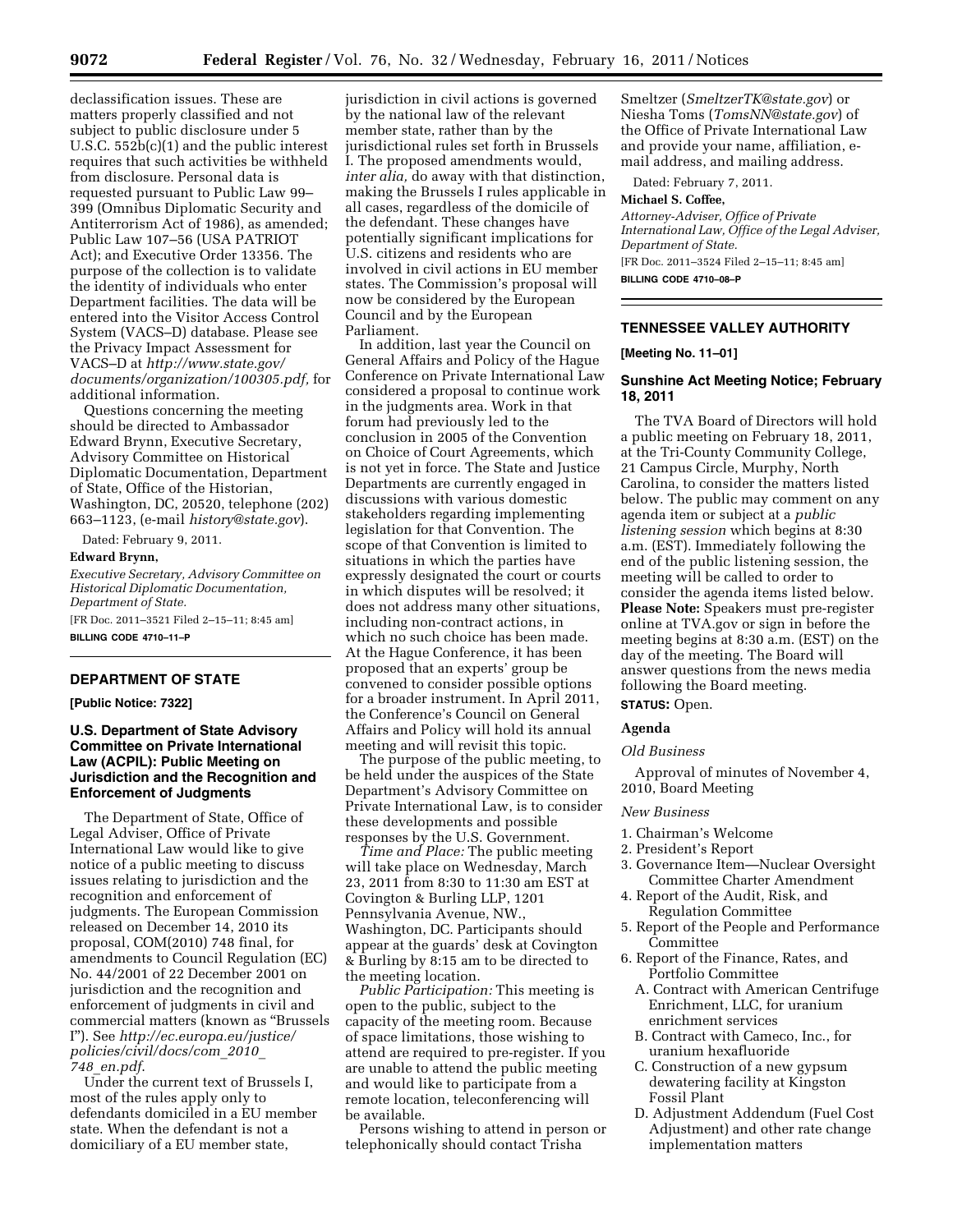declassification issues. These are matters properly classified and not subject to public disclosure under 5 U.S.C. 552b(c)(1) and the public interest requires that such activities be withheld from disclosure. Personal data is requested pursuant to Public Law 99–399 (Omnibus Diplomatic Security and Antiterrorism Act of 1986), as amended; Public Law 107–56 (USA PATRIOT Act); and Executive Order 13356. The purpose of the collection is to validate the identity of individuals who enter Department facilities. The data will be entered into the Visitor Access Control System (VACS–D) database. Please see the Privacy Impact Assessment for VACS–D at *http://www.state.gov/documents/organization/100305.pdf,* for additional information.

Questions concerning the meeting should be directed to Ambassador Edward Brynn, Executive Secretary, Advisory Committee on Historical Diplomatic Documentation, Department of State, Office of the Historian, Washington, DC, 20520, telephone (202) 663–1123, (e-mail *history@state.gov*).

Dated: February 9, 2011.

**Edward Brynn,**

*Executive Secretary, Advisory Committee on Historical Diplomatic Documentation, Department of State.*

[FR Doc. 2011–3521 Filed 2–15–11; 8:45 am]

**BILLING CODE 4710–11–P**

## DEPARTMENT OF STATE

**[Public Notice: 7322]**

### U.S. Department of State Advisory Committee on Private International Law (ACPIL): Public Meeting on Jurisdiction and the Recognition and Enforcement of Judgments

The Department of State, Office of Legal Adviser, Office of Private International Law would like to give notice of a public meeting to discuss issues relating to jurisdiction and the recognition and enforcement of judgments. The European Commission released on December 14, 2010 its proposal, COM(2010) 748 final, for amendments to Council Regulation (EC) No. 44/2001 of 22 December 2001 on jurisdiction and the recognition and enforcement of judgments in civil and commercial matters (known as "Brussels I"). See *http://ec.europa.eu/justice/policies/civil/docs/com_2010_748_en.pdf*.

Under the current text of Brussels I, most of the rules apply only to defendants domiciled in a EU member state. When the defendant is not a domiciliary of a EU member state, jurisdiction in civil actions is governed by the national law of the relevant member state, rather than by the jurisdictional rules set forth in Brussels I. The proposed amendments would, *inter alia,* do away with that distinction, making the Brussels I rules applicable in all cases, regardless of the domicile of the defendant. These changes have potentially significant implications for U.S. citizens and residents who are involved in civil actions in EU member states. The Commission's proposal will now be considered by the European Council and by the European Parliament.

In addition, last year the Council on General Affairs and Policy of the Hague Conference on Private International Law considered a proposal to continue work in the judgments area. Work in that forum had previously led to the conclusion in 2005 of the Convention on Choice of Court Agreements, which is not yet in force. The State and Justice Departments are currently engaged in discussions with various domestic stakeholders regarding implementing legislation for that Convention. The scope of that Convention is limited to situations in which the parties have expressly designated the court or courts in which disputes will be resolved; it does not address many other situations, including non-contract actions, in which no such choice has been made. At the Hague Conference, it has been proposed that an experts' group be convened to consider possible options for a broader instrument. In April 2011, the Conference's Council on General Affairs and Policy will hold its annual meeting and will revisit this topic.

The purpose of the public meeting, to be held under the auspices of the State Department's Advisory Committee on Private International Law, is to consider these developments and possible responses by the U.S. Government.

*Time and Place:* The public meeting will take place on Wednesday, March 23, 2011 from 8:30 to 11:30 am EST at Covington & Burling LLP, 1201 Pennsylvania Avenue, NW., Washington, DC. Participants should appear at the guards' desk at Covington & Burling by 8:15 am to be directed to the meeting location.

*Public Participation:* This meeting is open to the public, subject to the capacity of the meeting room. Because of space limitations, those wishing to attend are required to pre-register. If you are unable to attend the public meeting and would like to participate from a remote location, teleconferencing will be available.

Persons wishing to attend in person or telephonically should contact Trisha Smeltzer (*SmeltzerTK@state.gov*) or Niesha Toms (*TomsNN@state.gov*) of the Office of Private International Law and provide your name, affiliation, e-mail address, and mailing address.

Dated: February 7, 2011.

**Michael S. Coffee,**

*Attorney-Adviser, Office of Private International Law, Office of the Legal Adviser, Department of State.*

[FR Doc. 2011–3524 Filed 2–15–11; 8:45 am]

**BILLING CODE 4710–08–P**

## TENNESSEE VALLEY AUTHORITY

**[Meeting No. 11–01]**

### Sunshine Act Meeting Notice; February 18, 2011

The TVA Board of Directors will hold a public meeting on February 18, 2011, at the Tri-County Community College, 21 Campus Circle, Murphy, North Carolina, to consider the matters listed below. The public may comment on any agenda item or subject at a *public listening session* which begins at 8:30 a.m. (EST). Immediately following the end of the public listening session, the meeting will be called to order to consider the agenda items listed below. **Please Note:** Speakers must pre-register online at TVA.gov or sign in before the meeting begins at 8:30 a.m. (EST) on the day of the meeting. The Board will answer questions from the news media following the Board meeting.

**STATUS:** Open.

#### Agenda

*Old Business*

Approval of minutes of November 4, 2010, Board Meeting

*New Business*

1. Chairman's Welcome
2. President's Report
3. Governance Item—Nuclear Oversight Committee Charter Amendment
4. Report of the Audit, Risk, and Regulation Committee
5. Report of the People and Performance Committee
6. Report of the Finance, Rates, and Portfolio Committee
   - A. Contract with American Centrifuge Enrichment, LLC, for uranium enrichment services
   - B. Contract with Cameco, Inc., for uranium hexafluoride
   - C. Construction of a new gypsum dewatering facility at Kingston Fossil Plant
   - D. Adjustment Addendum (Fuel Cost Adjustment) and other rate change implementation matters